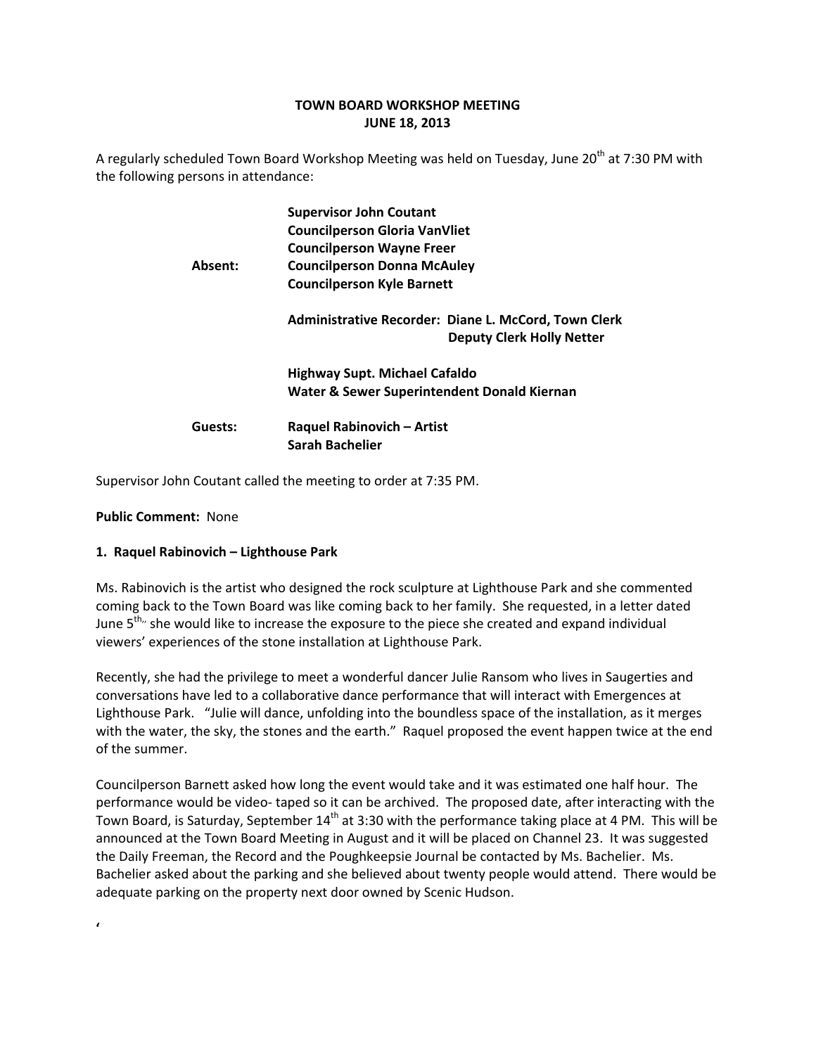**TOWN BOARD WORKSHOP MEETING**
**JUNE 18, 2013**

A regularly scheduled Town Board Workshop Meeting was held on Tuesday, June 20th at 7:30 PM with the following persons in attendance:

| | |
|---|---|
| | **Supervisor John Coutant** |
| | **Councilperson Gloria VanVliet** |
| | **Councilperson Wayne Freer** |
| **Absent:** | **Councilperson Donna McAuley** |
| | **Councilperson Kyle Barnett** |
| | |
| | **Administrative Recorder: Diane L. McCord, Town Clerk** |
| | **Deputy Clerk Holly Netter** |
| | |
| | **Highway Supt. Michael Cafaldo** |
| | **Water & Sewer Superintendent Donald Kiernan** |
| | |
| **Guests:** | **Raquel Rabinovich – Artist** |
| | **Sarah Bachelier** |

Supervisor John Coutant called the meeting to order at 7:35 PM.

**Public Comment:** None

**1. Raquel Rabinovich – Lighthouse Park**

Ms. Rabinovich is the artist who designed the rock sculpture at Lighthouse Park and she commented coming back to the Town Board was like coming back to her family. She requested, in a letter dated June 5th," she would like to increase the exposure to the piece she created and expand individual viewers' experiences of the stone installation at Lighthouse Park.

Recently, she had the privilege to meet a wonderful dancer Julie Ransom who lives in Saugerties and conversations have led to a collaborative dance performance that will interact with Emergences at Lighthouse Park. "Julie will dance, unfolding into the boundless space of the installation, as it merges with the water, the sky, the stones and the earth." Raquel proposed the event happen twice at the end of the summer.

Councilperson Barnett asked how long the event would take and it was estimated one half hour. The performance would be video- taped so it can be archived. The proposed date, after interacting with the Town Board, is Saturday, September 14th at 3:30 with the performance taking place at 4 PM. This will be announced at the Town Board Meeting in August and it will be placed on Channel 23. It was suggested the Daily Freeman, the Record and the Poughkeepsie Journal be contacted by Ms. Bachelier. Ms. Bachelier asked about the parking and she believed about twenty people would attend. There would be adequate parking on the property next door owned by Scenic Hudson.

‘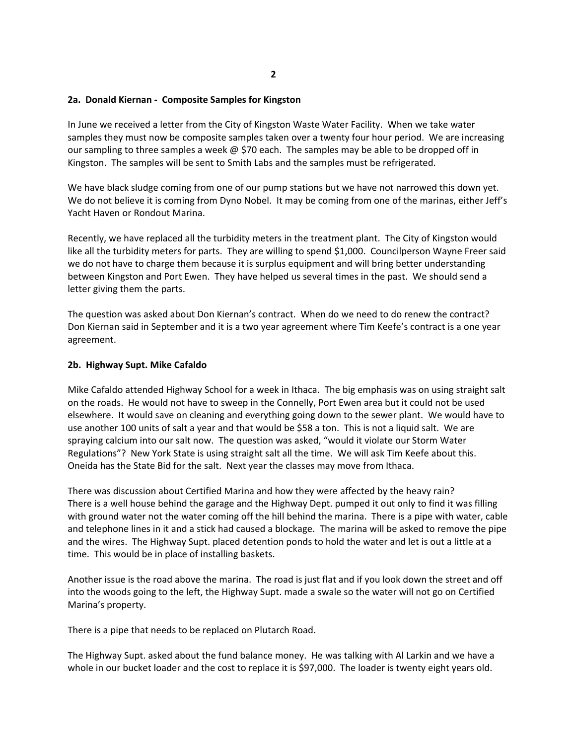**2a. Donald Kiernan - Composite Samples for Kingston**

In June we received a letter from the City of Kingston Waste Water Facility. When we take water samples they must now be composite samples taken over a twenty four hour period. We are increasing our sampling to three samples a week @ $70 each. The samples may be able to be dropped off in Kingston. The samples will be sent to Smith Labs and the samples must be refrigerated.

We have black sludge coming from one of our pump stations but we have not narrowed this down yet. We do not believe it is coming from Dyno Nobel. It may be coming from one of the marinas, either Jeff's Yacht Haven or Rondout Marina.

Recently, we have replaced all the turbidity meters in the treatment plant. The City of Kingston would like all the turbidity meters for parts. They are willing to spend $1,000. Councilperson Wayne Freer said we do not have to charge them because it is surplus equipment and will bring better understanding between Kingston and Port Ewen. They have helped us several times in the past. We should send a letter giving them the parts.

The question was asked about Don Kiernan's contract. When do we need to do renew the contract? Don Kiernan said in September and it is a two year agreement where Tim Keefe's contract is a one year agreement.

**2b. Highway Supt. Mike Cafaldo**

Mike Cafaldo attended Highway School for a week in Ithaca. The big emphasis was on using straight salt on the roads. He would not have to sweep in the Connelly, Port Ewen area but it could not be used elsewhere. It would save on cleaning and everything going down to the sewer plant. We would have to use another 100 units of salt a year and that would be $58 a ton. This is not a liquid salt. We are spraying calcium into our salt now. The question was asked, "would it violate our Storm Water Regulations"? New York State is using straight salt all the time. We will ask Tim Keefe about this. Oneida has the State Bid for the salt. Next year the classes may move from Ithaca.

There was discussion about Certified Marina and how they were affected by the heavy rain? There is a well house behind the garage and the Highway Dept. pumped it out only to find it was filling with ground water not the water coming off the hill behind the marina. There is a pipe with water, cable and telephone lines in it and a stick had caused a blockage. The marina will be asked to remove the pipe and the wires. The Highway Supt. placed detention ponds to hold the water and let is out a little at a time. This would be in place of installing baskets.

Another issue is the road above the marina. The road is just flat and if you look down the street and off into the woods going to the left, the Highway Supt. made a swale so the water will not go on Certified Marina's property.

There is a pipe that needs to be replaced on Plutarch Road.

The Highway Supt. asked about the fund balance money. He was talking with Al Larkin and we have a whole in our bucket loader and the cost to replace it is $97,000. The loader is twenty eight years old.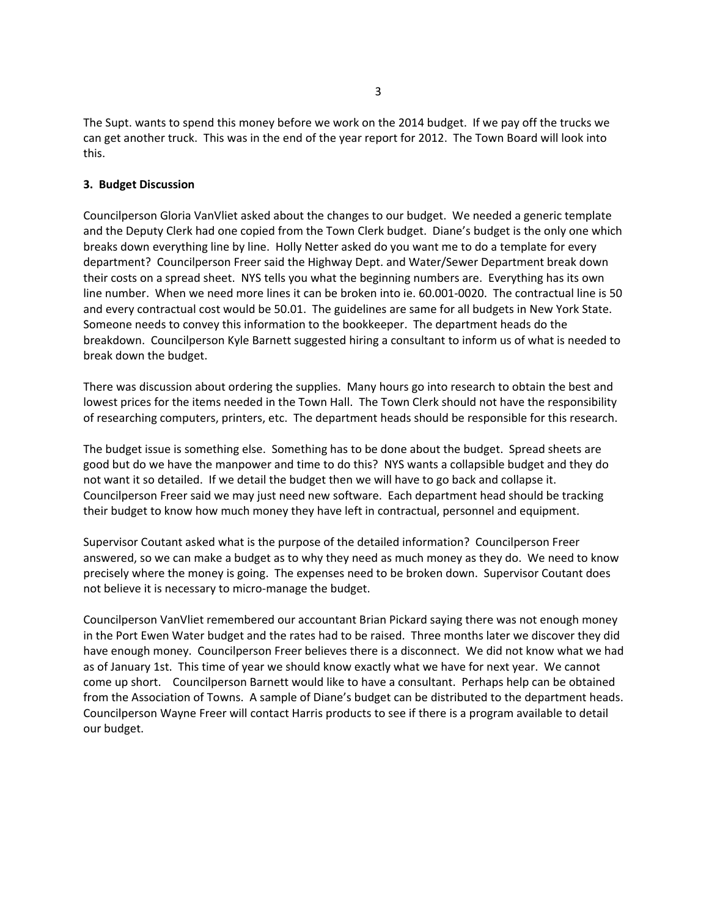The Supt. wants to spend this money before we work on the 2014 budget. If we pay off the trucks we can get another truck. This was in the end of the year report for 2012. The Town Board will look into this.

**3. Budget Discussion**

Councilperson Gloria VanVliet asked about the changes to our budget. We needed a generic template and the Deputy Clerk had one copied from the Town Clerk budget. Diane's budget is the only one which breaks down everything line by line. Holly Netter asked do you want me to do a template for every department? Councilperson Freer said the Highway Dept. and Water/Sewer Department break down their costs on a spread sheet. NYS tells you what the beginning numbers are. Everything has its own line number. When we need more lines it can be broken into ie. 60.001-0020. The contractual line is 50 and every contractual cost would be 50.01. The guidelines are same for all budgets in New York State. Someone needs to convey this information to the bookkeeper. The department heads do the breakdown. Councilperson Kyle Barnett suggested hiring a consultant to inform us of what is needed to break down the budget.

There was discussion about ordering the supplies. Many hours go into research to obtain the best and lowest prices for the items needed in the Town Hall. The Town Clerk should not have the responsibility of researching computers, printers, etc. The department heads should be responsible for this research.

The budget issue is something else. Something has to be done about the budget. Spread sheets are good but do we have the manpower and time to do this? NYS wants a collapsible budget and they do not want it so detailed. If we detail the budget then we will have to go back and collapse it. Councilperson Freer said we may just need new software. Each department head should be tracking their budget to know how much money they have left in contractual, personnel and equipment.

Supervisor Coutant asked what is the purpose of the detailed information? Councilperson Freer answered, so we can make a budget as to why they need as much money as they do. We need to know precisely where the money is going. The expenses need to be broken down. Supervisor Coutant does not believe it is necessary to micro-manage the budget.

Councilperson VanVliet remembered our accountant Brian Pickard saying there was not enough money in the Port Ewen Water budget and the rates had to be raised. Three months later we discover they did have enough money. Councilperson Freer believes there is a disconnect. We did not know what we had as of January 1st. This time of year we should know exactly what we have for next year. We cannot come up short. Councilperson Barnett would like to have a consultant. Perhaps help can be obtained from the Association of Towns. A sample of Diane's budget can be distributed to the department heads. Councilperson Wayne Freer will contact Harris products to see if there is a program available to detail our budget.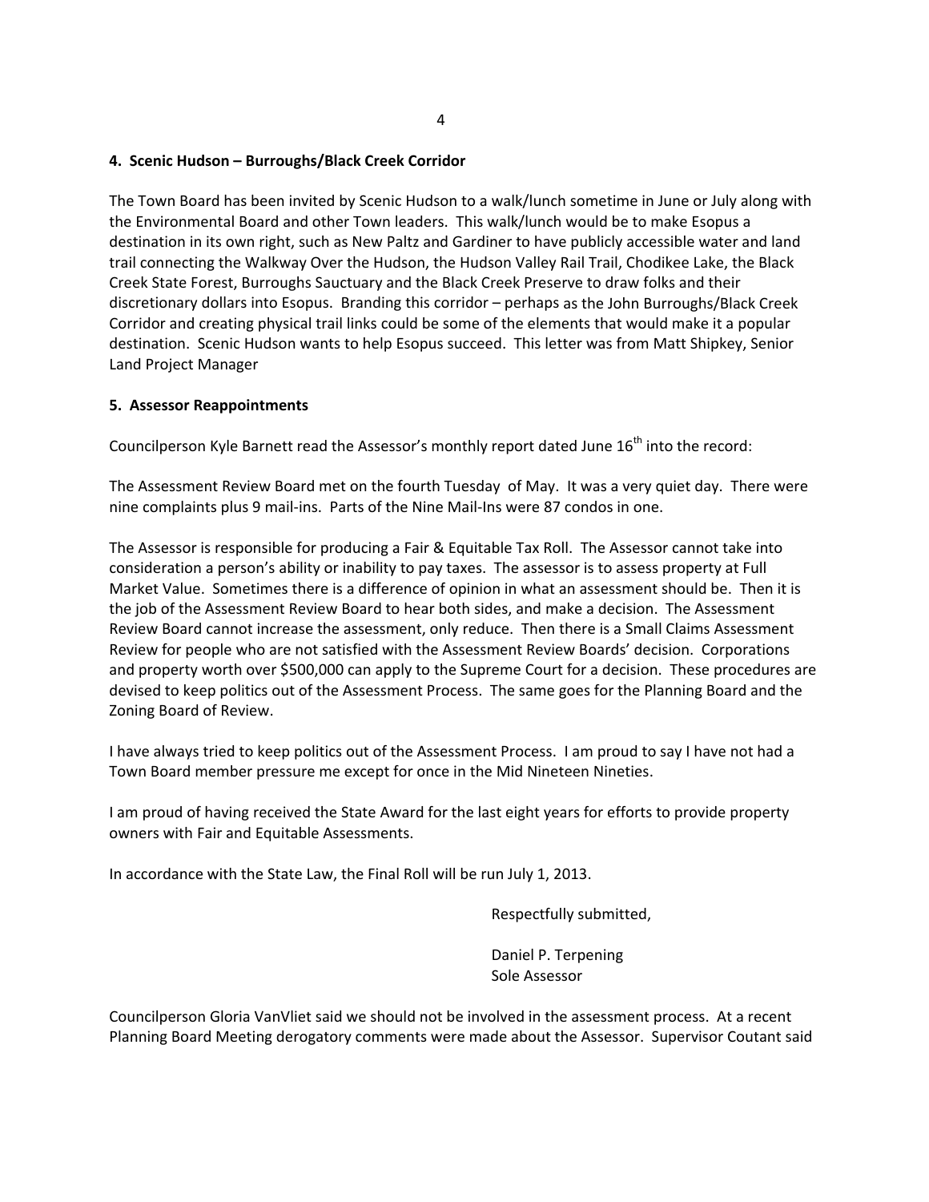**4. Scenic Hudson – Burroughs/Black Creek Corridor**

The Town Board has been invited by Scenic Hudson to a walk/lunch sometime in June or July along with the Environmental Board and other Town leaders. This walk/lunch would be to make Esopus a destination in its own right, such as New Paltz and Gardiner to have publicly accessible water and land trail connecting the Walkway Over the Hudson, the Hudson Valley Rail Trail, Chodikee Lake, the Black Creek State Forest, Burroughs Sauctuary and the Black Creek Preserve to draw folks and their discretionary dollars into Esopus. Branding this corridor – perhaps as the John Burroughs/Black Creek Corridor and creating physical trail links could be some of the elements that would make it a popular destination. Scenic Hudson wants to help Esopus succeed. This letter was from Matt Shipkey, Senior Land Project Manager

**5. Assessor Reappointments**

Councilperson Kyle Barnett read the Assessor's monthly report dated June 16th into the record:

The Assessment Review Board met on the fourth Tuesday of May. It was a very quiet day. There were nine complaints plus 9 mail-ins. Parts of the Nine Mail-Ins were 87 condos in one.

The Assessor is responsible for producing a Fair & Equitable Tax Roll. The Assessor cannot take into consideration a person's ability or inability to pay taxes. The assessor is to assess property at Full Market Value. Sometimes there is a difference of opinion in what an assessment should be. Then it is the job of the Assessment Review Board to hear both sides, and make a decision. The Assessment Review Board cannot increase the assessment, only reduce. Then there is a Small Claims Assessment Review for people who are not satisfied with the Assessment Review Boards' decision. Corporations and property worth over $500,000 can apply to the Supreme Court for a decision. These procedures are devised to keep politics out of the Assessment Process. The same goes for the Planning Board and the Zoning Board of Review.

I have always tried to keep politics out of the Assessment Process. I am proud to say I have not had a Town Board member pressure me except for once in the Mid Nineteen Nineties.

I am proud of having received the State Award for the last eight years for efforts to provide property owners with Fair and Equitable Assessments.

In accordance with the State Law, the Final Roll will be run July 1, 2013.

Respectfully submitted,

Daniel P. Terpening
Sole Assessor

Councilperson Gloria VanVliet said we should not be involved in the assessment process. At a recent Planning Board Meeting derogatory comments were made about the Assessor. Supervisor Coutant said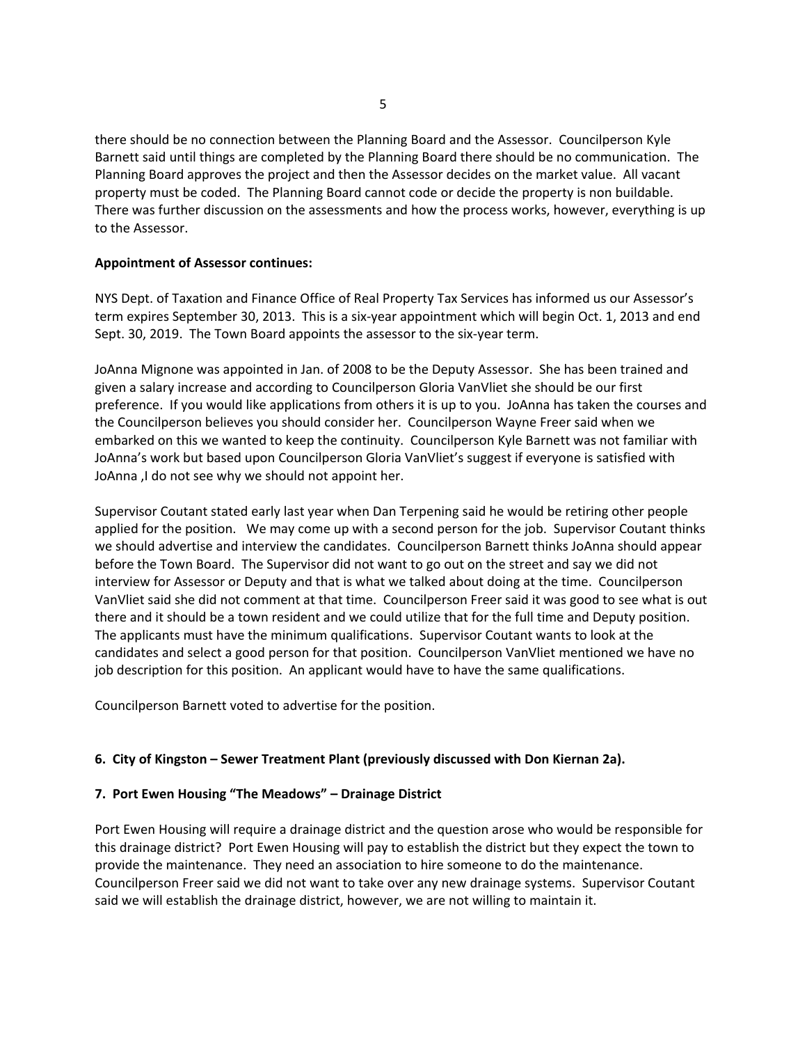there should be no connection between the Planning Board and the Assessor. Councilperson Kyle Barnett said until things are completed by the Planning Board there should be no communication. The Planning Board approves the project and then the Assessor decides on the market value. All vacant property must be coded. The Planning Board cannot code or decide the property is non buildable. There was further discussion on the assessments and how the process works, however, everything is up to the Assessor.

**Appointment of Assessor continues:**

NYS Dept. of Taxation and Finance Office of Real Property Tax Services has informed us our Assessor's term expires September 30, 2013. This is a six-year appointment which will begin Oct. 1, 2013 and end Sept. 30, 2019. The Town Board appoints the assessor to the six-year term.

JoAnna Mignone was appointed in Jan. of 2008 to be the Deputy Assessor. She has been trained and given a salary increase and according to Councilperson Gloria VanVliet she should be our first preference. If you would like applications from others it is up to you. JoAnna has taken the courses and the Councilperson believes you should consider her. Councilperson Wayne Freer said when we embarked on this we wanted to keep the continuity. Councilperson Kyle Barnett was not familiar with JoAnna's work but based upon Councilperson Gloria VanVliet's suggest if everyone is satisfied with JoAnna ,I do not see why we should not appoint her.

Supervisor Coutant stated early last year when Dan Terpening said he would be retiring other people applied for the position. We may come up with a second person for the job. Supervisor Coutant thinks we should advertise and interview the candidates. Councilperson Barnett thinks JoAnna should appear before the Town Board. The Supervisor did not want to go out on the street and say we did not interview for Assessor or Deputy and that is what we talked about doing at the time. Councilperson VanVliet said she did not comment at that time. Councilperson Freer said it was good to see what is out there and it should be a town resident and we could utilize that for the full time and Deputy position. The applicants must have the minimum qualifications. Supervisor Coutant wants to look at the candidates and select a good person for that position. Councilperson VanVliet mentioned we have no job description for this position. An applicant would have to have the same qualifications.

Councilperson Barnett voted to advertise for the position.

**6. City of Kingston – Sewer Treatment Plant (previously discussed with Don Kiernan 2a).**

**7. Port Ewen Housing "The Meadows" – Drainage District**

Port Ewen Housing will require a drainage district and the question arose who would be responsible for this drainage district? Port Ewen Housing will pay to establish the district but they expect the town to provide the maintenance. They need an association to hire someone to do the maintenance. Councilperson Freer said we did not want to take over any new drainage systems. Supervisor Coutant said we will establish the drainage district, however, we are not willing to maintain it.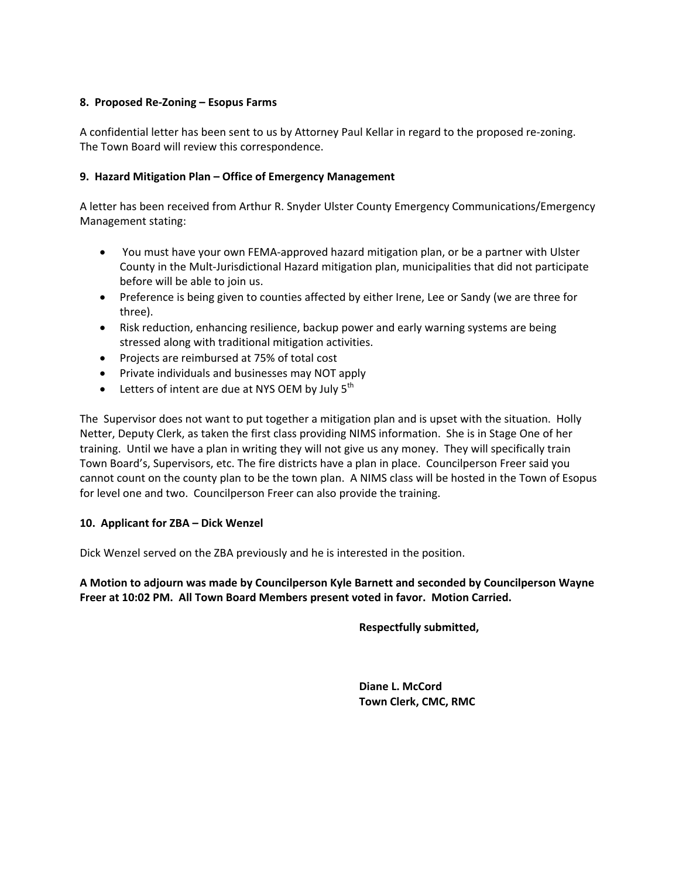**8. Proposed Re-Zoning – Esopus Farms**

A confidential letter has been sent to us by Attorney Paul Kellar in regard to the proposed re-zoning. The Town Board will review this correspondence.

**9. Hazard Mitigation Plan – Office of Emergency Management**

A letter has been received from Arthur R. Snyder Ulster County Emergency Communications/Emergency Management stating:

- You must have your own FEMA-approved hazard mitigation plan, or be a partner with Ulster County in the Mult-Jurisdictional Hazard mitigation plan, municipalities that did not participate before will be able to join us.
- Preference is being given to counties affected by either Irene, Lee or Sandy (we are three for three).
- Risk reduction, enhancing resilience, backup power and early warning systems are being stressed along with traditional mitigation activities.
- Projects are reimbursed at 75% of total cost
- Private individuals and businesses may NOT apply
- Letters of intent are due at NYS OEM by July 5th

The Supervisor does not want to put together a mitigation plan and is upset with the situation. Holly Netter, Deputy Clerk, as taken the first class providing NIMS information. She is in Stage One of her training. Until we have a plan in writing they will not give us any money. They will specifically train Town Board's, Supervisors, etc. The fire districts have a plan in place. Councilperson Freer said you cannot count on the county plan to be the town plan. A NIMS class will be hosted in the Town of Esopus for level one and two. Councilperson Freer can also provide the training.

**10. Applicant for ZBA – Dick Wenzel**

Dick Wenzel served on the ZBA previously and he is interested in the position.

**A Motion to adjourn was made by Councilperson Kyle Barnett and seconded by Councilperson Wayne Freer at 10:02 PM. All Town Board Members present voted in favor. Motion Carried.**

**Respectfully submitted,**

**Diane L. McCord**
**Town Clerk, CMC, RMC**